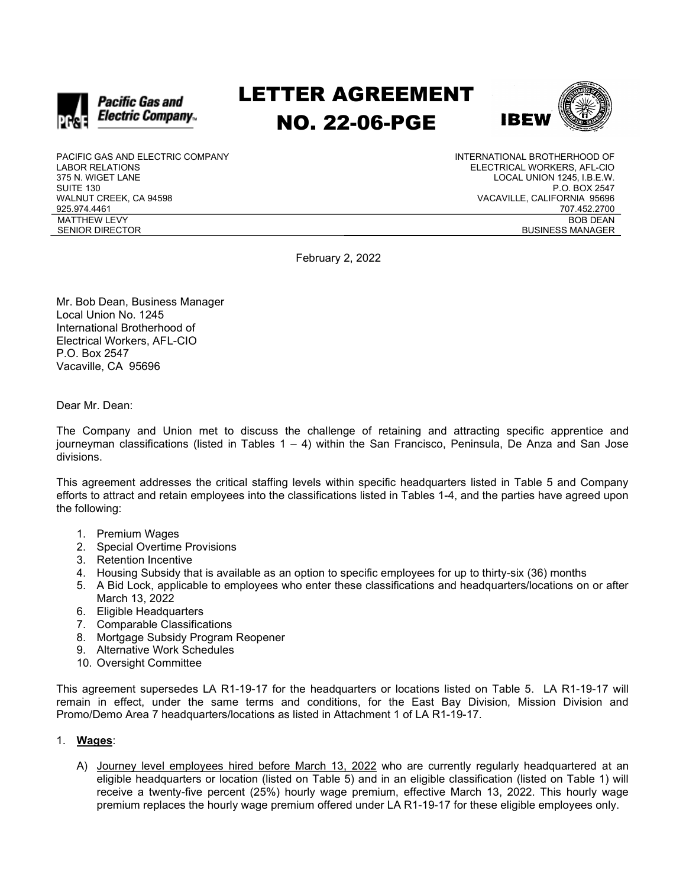# LETTER AGREEMENT NO. 22-06-PGE

Pacific Gas and Electric Company

IBEW

PACIFIC GAS AND ELECTRIC COMPANY
LABOR RELATIONS
375 N. WIGET LANE
SUITE 130
WALNUT CREEK, CA 94598
925.974.4461
MATTHEW LEVY
SENIOR DIRECTOR

INTERNATIONAL BROTHERHOOD OF
ELECTRICAL WORKERS, AFL-CIO
LOCAL UNION 1245, I.B.E.W.
P.O. BOX 2547
VACAVILLE, CALIFORNIA 95696
707.452.2700
BOB DEAN
BUSINESS MANAGER

February 2, 2022

Mr. Bob Dean, Business Manager
Local Union No. 1245
International Brotherhood of
Electrical Workers, AFL-CIO
P.O. Box 2547
Vacaville, CA 95696

Dear Mr. Dean:

The Company and Union met to discuss the challenge of retaining and attracting specific apprentice and journeyman classifications (listed in Tables 1 – 4) within the San Francisco, Peninsula, De Anza and San Jose divisions.

This agreement addresses the critical staffing levels within specific headquarters listed in Table 5 and Company efforts to attract and retain employees into the classifications listed in Tables 1-4, and the parties have agreed upon the following:

1. Premium Wages
2. Special Overtime Provisions
3. Retention Incentive
4. Housing Subsidy that is available as an option to specific employees for up to thirty-six (36) months
5. A Bid Lock, applicable to employees who enter these classifications and headquarters/locations on or after March 13, 2022
6. Eligible Headquarters
7. Comparable Classifications
8. Mortgage Subsidy Program Reopener
9. Alternative Work Schedules
10. Oversight Committee

This agreement supersedes LA R1-19-17 for the headquarters or locations listed on Table 5. LA R1-19-17 will remain in effect, under the same terms and conditions, for the East Bay Division, Mission Division and Promo/Demo Area 7 headquarters/locations as listed in Attachment 1 of LA R1-19-17.

1. **Wages**:

   A) Journey level employees hired before March 13, 2022 who are currently regularly headquartered at an eligible headquarters or location (listed on Table 5) and in an eligible classification (listed on Table 1) will receive a twenty-five percent (25%) hourly wage premium, effective March 13, 2022. This hourly wage premium replaces the hourly wage premium offered under LA R1-19-17 for these eligible employees only.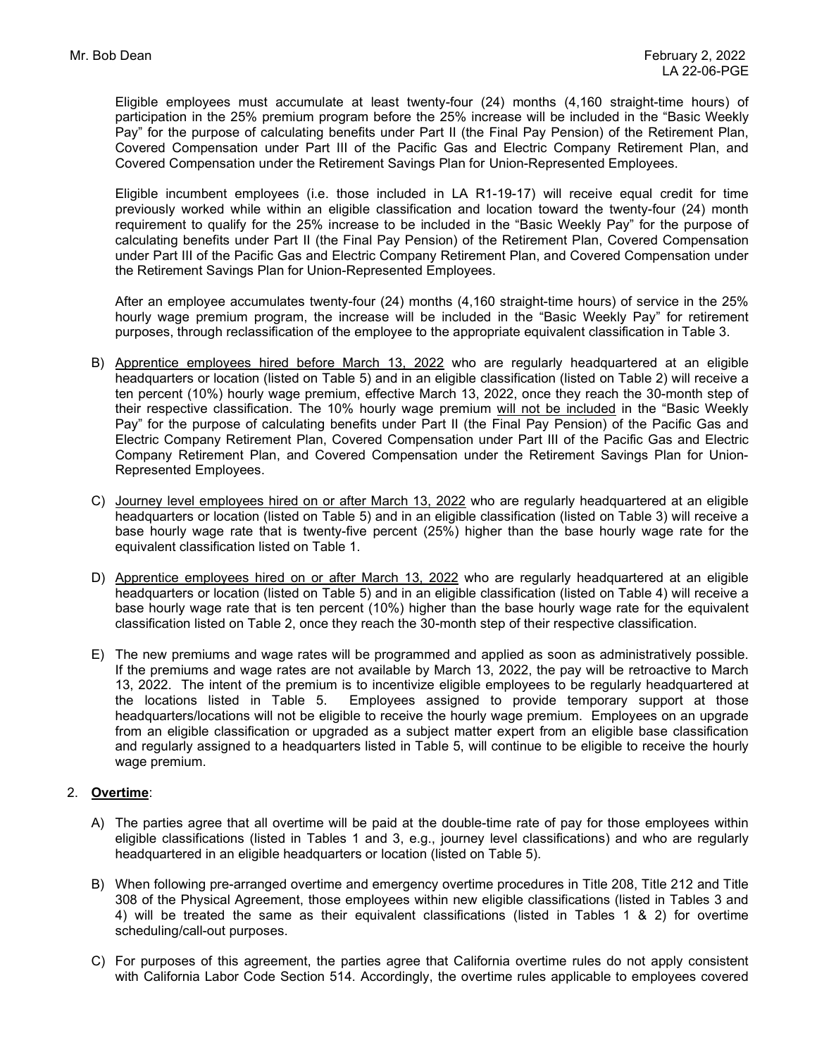Eligible employees must accumulate at least twenty-four (24) months (4,160 straight-time hours) of participation in the 25% premium program before the 25% increase will be included in the "Basic Weekly Pay" for the purpose of calculating benefits under Part II (the Final Pay Pension) of the Retirement Plan, Covered Compensation under Part III of the Pacific Gas and Electric Company Retirement Plan, and Covered Compensation under the Retirement Savings Plan for Union-Represented Employees.

Eligible incumbent employees (i.e. those included in LA R1-19-17) will receive equal credit for time previously worked while within an eligible classification and location toward the twenty-four (24) month requirement to qualify for the 25% increase to be included in the "Basic Weekly Pay" for the purpose of calculating benefits under Part II (the Final Pay Pension) of the Retirement Plan, Covered Compensation under Part III of the Pacific Gas and Electric Company Retirement Plan, and Covered Compensation under the Retirement Savings Plan for Union-Represented Employees.

After an employee accumulates twenty-four (24) months (4,160 straight-time hours) of service in the 25% hourly wage premium program, the increase will be included in the "Basic Weekly Pay" for retirement purposes, through reclassification of the employee to the appropriate equivalent classification in Table 3.

B) Apprentice employees hired before March 13, 2022 who are regularly headquartered at an eligible headquarters or location (listed on Table 5) and in an eligible classification (listed on Table 2) will receive a ten percent (10%) hourly wage premium, effective March 13, 2022, once they reach the 30-month step of their respective classification. The 10% hourly wage premium will not be included in the "Basic Weekly Pay" for the purpose of calculating benefits under Part II (the Final Pay Pension) of the Pacific Gas and Electric Company Retirement Plan, Covered Compensation under Part III of the Pacific Gas and Electric Company Retirement Plan, and Covered Compensation under the Retirement Savings Plan for Union-Represented Employees.

C) Journey level employees hired on or after March 13, 2022 who are regularly headquartered at an eligible headquarters or location (listed on Table 5) and in an eligible classification (listed on Table 3) will receive a base hourly wage rate that is twenty-five percent (25%) higher than the base hourly wage rate for the equivalent classification listed on Table 1.

D) Apprentice employees hired on or after March 13, 2022 who are regularly headquartered at an eligible headquarters or location (listed on Table 5) and in an eligible classification (listed on Table 4) will receive a base hourly wage rate that is ten percent (10%) higher than the base hourly wage rate for the equivalent classification listed on Table 2, once they reach the 30-month step of their respective classification.

E) The new premiums and wage rates will be programmed and applied as soon as administratively possible. If the premiums and wage rates are not available by March 13, 2022, the pay will be retroactive to March 13, 2022. The intent of the premium is to incentivize eligible employees to be regularly headquartered at the locations listed in Table 5. Employees assigned to provide temporary support at those headquarters/locations will not be eligible to receive the hourly wage premium. Employees on an upgrade from an eligible classification or upgraded as a subject matter expert from an eligible base classification and regularly assigned to a headquarters listed in Table 5, will continue to be eligible to receive the hourly wage premium.

2. **Overtime**:

A) The parties agree that all overtime will be paid at the double-time rate of pay for those employees within eligible classifications (listed in Tables 1 and 3, e.g., journey level classifications) and who are regularly headquartered in an eligible headquarters or location (listed on Table 5).

B) When following pre-arranged overtime and emergency overtime procedures in Title 208, Title 212 and Title 308 of the Physical Agreement, those employees within new eligible classifications (listed in Tables 3 and 4) will be treated the same as their equivalent classifications (listed in Tables 1 & 2) for overtime scheduling/call-out purposes.

C) For purposes of this agreement, the parties agree that California overtime rules do not apply consistent with California Labor Code Section 514. Accordingly, the overtime rules applicable to employees covered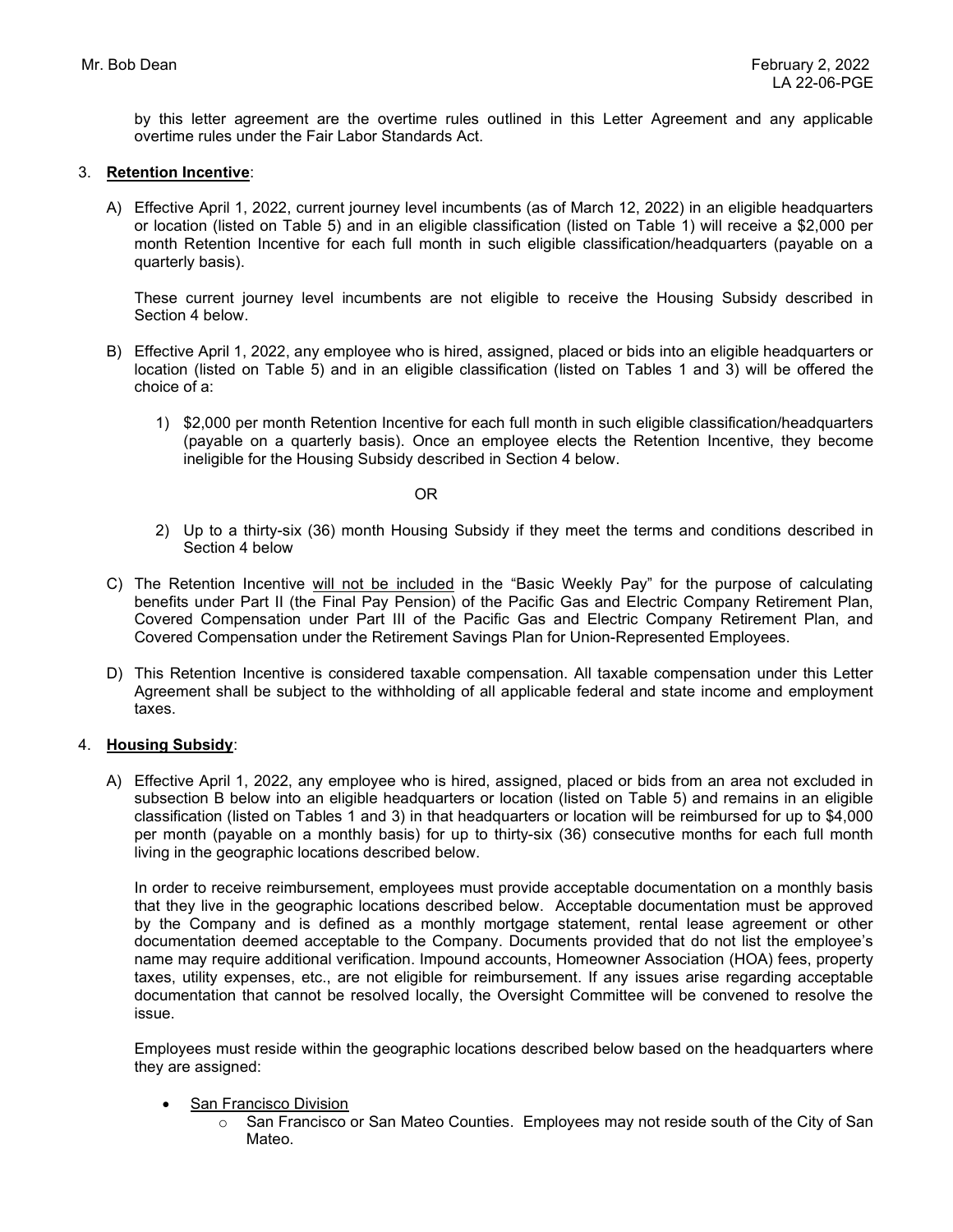by this letter agreement are the overtime rules outlined in this Letter Agreement and any applicable overtime rules under the Fair Labor Standards Act.

3. **Retention Incentive**:

   A) Effective April 1, 2022, current journey level incumbents (as of March 12, 2022) in an eligible headquarters or location (listed on Table 5) and in an eligible classification (listed on Table 1) will receive a $2,000 per month Retention Incentive for each full month in such eligible classification/headquarters (payable on a quarterly basis).

      These current journey level incumbents are not eligible to receive the Housing Subsidy described in Section 4 below.

   B) Effective April 1, 2022, any employee who is hired, assigned, placed or bids into an eligible headquarters or location (listed on Table 5) and in an eligible classification (listed on Tables 1 and 3) will be offered the choice of a:

      1) $2,000 per month Retention Incentive for each full month in such eligible classification/headquarters (payable on a quarterly basis). Once an employee elects the Retention Incentive, they become ineligible for the Housing Subsidy described in Section 4 below.

         OR

      2) Up to a thirty-six (36) month Housing Subsidy if they meet the terms and conditions described in Section 4 below

   C) The Retention Incentive will not be included in the "Basic Weekly Pay" for the purpose of calculating benefits under Part II (the Final Pay Pension) of the Pacific Gas and Electric Company Retirement Plan, Covered Compensation under Part III of the Pacific Gas and Electric Company Retirement Plan, and Covered Compensation under the Retirement Savings Plan for Union-Represented Employees.

   D) This Retention Incentive is considered taxable compensation. All taxable compensation under this Letter Agreement shall be subject to the withholding of all applicable federal and state income and employment taxes.

4. **Housing Subsidy**:

   A) Effective April 1, 2022, any employee who is hired, assigned, placed or bids from an area not excluded in subsection B below into an eligible headquarters or location (listed on Table 5) and remains in an eligible classification (listed on Tables 1 and 3) in that headquarters or location will be reimbursed for up to $4,000 per month (payable on a monthly basis) for up to thirty-six (36) consecutive months for each full month living in the geographic locations described below.

      In order to receive reimbursement, employees must provide acceptable documentation on a monthly basis that they live in the geographic locations described below. Acceptable documentation must be approved by the Company and is defined as a monthly mortgage statement, rental lease agreement or other documentation deemed acceptable to the Company. Documents provided that do not list the employee's name may require additional verification. Impound accounts, Homeowner Association (HOA) fees, property taxes, utility expenses, etc., are not eligible for reimbursement. If any issues arise regarding acceptable documentation that cannot be resolved locally, the Oversight Committee will be convened to resolve the issue.

      Employees must reside within the geographic locations described below based on the headquarters where they are assigned:

      - San Francisco Division
        - San Francisco or San Mateo Counties. Employees may not reside south of the City of San Mateo.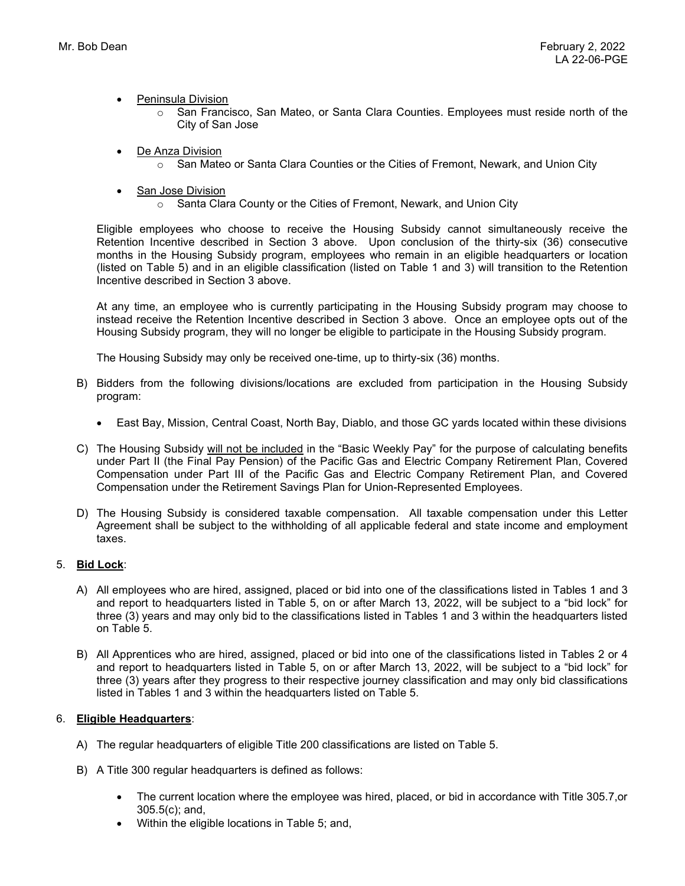- Peninsula Division
    - San Francisco, San Mateo, or Santa Clara Counties. Employees must reside north of the City of San Jose
- De Anza Division
    - San Mateo or Santa Clara Counties or the Cities of Fremont, Newark, and Union City
- San Jose Division
    - Santa Clara County or the Cities of Fremont, Newark, and Union City

Eligible employees who choose to receive the Housing Subsidy cannot simultaneously receive the Retention Incentive described in Section 3 above. Upon conclusion of the thirty-six (36) consecutive months in the Housing Subsidy program, employees who remain in an eligible headquarters or location (listed on Table 5) and in an eligible classification (listed on Table 1 and 3) will transition to the Retention Incentive described in Section 3 above.

At any time, an employee who is currently participating in the Housing Subsidy program may choose to instead receive the Retention Incentive described in Section 3 above. Once an employee opts out of the Housing Subsidy program, they will no longer be eligible to participate in the Housing Subsidy program.

The Housing Subsidy may only be received one-time, up to thirty-six (36) months.

B) Bidders from the following divisions/locations are excluded from participation in the Housing Subsidy program:

- East Bay, Mission, Central Coast, North Bay, Diablo, and those GC yards located within these divisions

C) The Housing Subsidy will not be included in the "Basic Weekly Pay" for the purpose of calculating benefits under Part II (the Final Pay Pension) of the Pacific Gas and Electric Company Retirement Plan, Covered Compensation under Part III of the Pacific Gas and Electric Company Retirement Plan, and Covered Compensation under the Retirement Savings Plan for Union-Represented Employees.

D) The Housing Subsidy is considered taxable compensation. All taxable compensation under this Letter Agreement shall be subject to the withholding of all applicable federal and state income and employment taxes.

5. **Bid Lock**:

A) All employees who are hired, assigned, placed or bid into one of the classifications listed in Tables 1 and 3 and report to headquarters listed in Table 5, on or after March 13, 2022, will be subject to a "bid lock" for three (3) years and may only bid to the classifications listed in Tables 1 and 3 within the headquarters listed on Table 5.

B) All Apprentices who are hired, assigned, placed or bid into one of the classifications listed in Tables 2 or 4 and report to headquarters listed in Table 5, on or after March 13, 2022, will be subject to a "bid lock" for three (3) years after they progress to their respective journey classification and may only bid classifications listed in Tables 1 and 3 within the headquarters listed on Table 5.

6. **Eligible Headquarters**:

A) The regular headquarters of eligible Title 200 classifications are listed on Table 5.

B) A Title 300 regular headquarters is defined as follows:

- The current location where the employee was hired, placed, or bid in accordance with Title 305.7,or 305.5(c); and,
- Within the eligible locations in Table 5; and,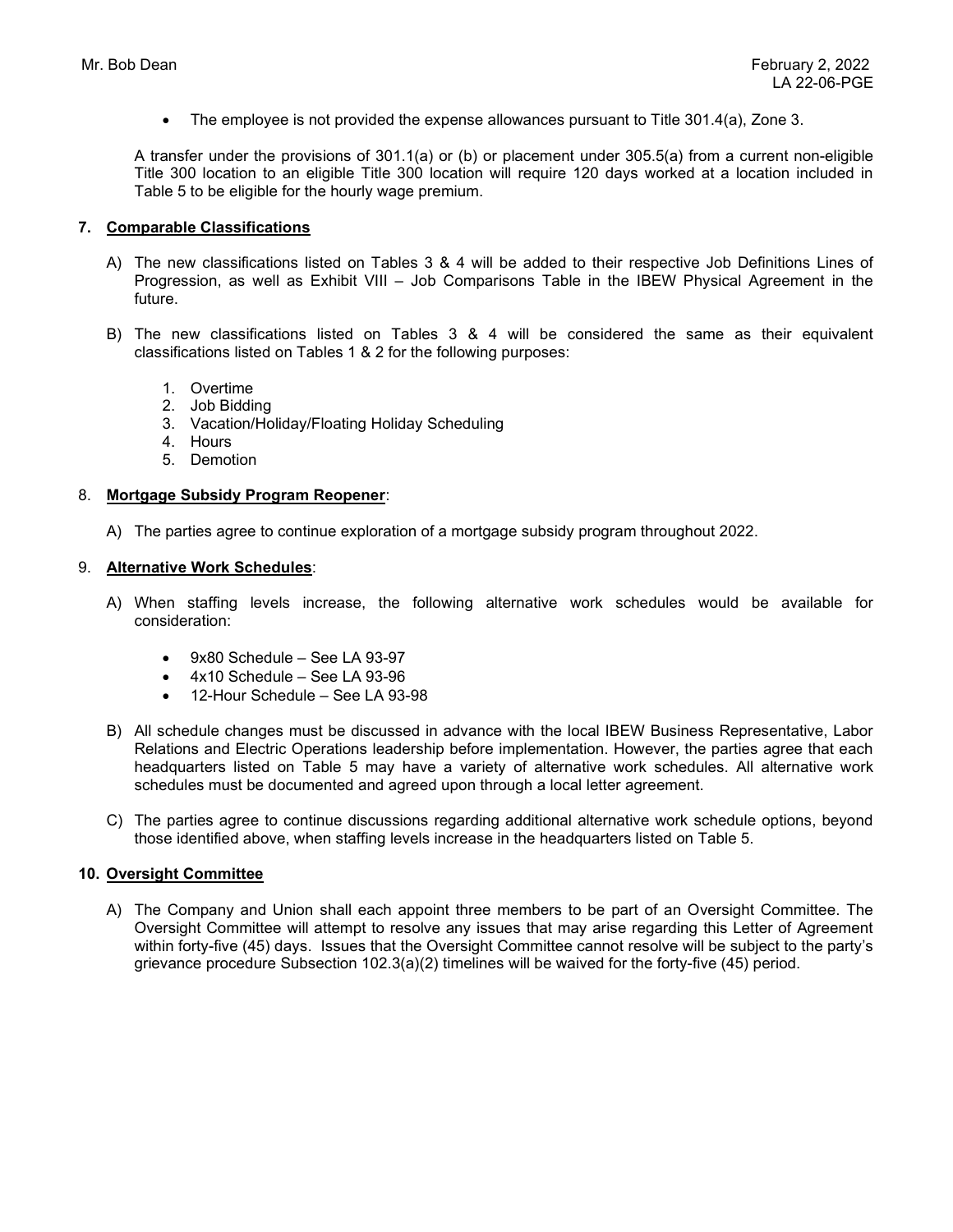- The employee is not provided the expense allowances pursuant to Title 301.4(a), Zone 3.

A transfer under the provisions of 301.1(a) or (b) or placement under 305.5(a) from a current non-eligible Title 300 location to an eligible Title 300 location will require 120 days worked at a location included in Table 5 to be eligible for the hourly wage premium.

**7. Comparable Classifications**

A) The new classifications listed on Tables 3 & 4 will be added to their respective Job Definitions Lines of Progression, as well as Exhibit VIII – Job Comparisons Table in the IBEW Physical Agreement in the future.

B) The new classifications listed on Tables 3 & 4 will be considered the same as their equivalent classifications listed on Tables 1 & 2 for the following purposes:

1. Overtime
2. Job Bidding
3. Vacation/Holiday/Floating Holiday Scheduling
4. Hours
5. Demotion

8. **Mortgage Subsidy Program Reopener**:

A) The parties agree to continue exploration of a mortgage subsidy program throughout 2022.

9. **Alternative Work Schedules**:

A) When staffing levels increase, the following alternative work schedules would be available for consideration:

- 9x80 Schedule – See LA 93-97
- 4x10 Schedule – See LA 93-96
- 12-Hour Schedule – See LA 93-98

B) All schedule changes must be discussed in advance with the local IBEW Business Representative, Labor Relations and Electric Operations leadership before implementation. However, the parties agree that each headquarters listed on Table 5 may have a variety of alternative work schedules. All alternative work schedules must be documented and agreed upon through a local letter agreement.

C) The parties agree to continue discussions regarding additional alternative work schedule options, beyond those identified above, when staffing levels increase in the headquarters listed on Table 5.

**10. Oversight Committee**

A) The Company and Union shall each appoint three members to be part of an Oversight Committee. The Oversight Committee will attempt to resolve any issues that may arise regarding this Letter of Agreement within forty-five (45) days. Issues that the Oversight Committee cannot resolve will be subject to the party's grievance procedure Subsection 102.3(a)(2) timelines will be waived for the forty-five (45) period.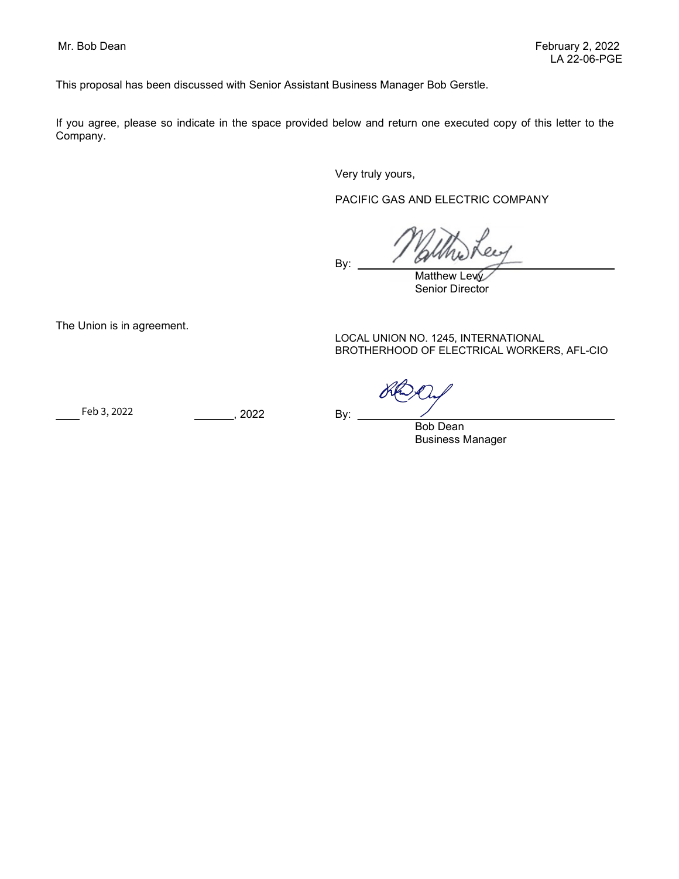Mr. Bob Dean

February 2, 2022
LA 22-06-PGE

This proposal has been discussed with Senior Assistant Business Manager Bob Gerstle.

If you agree, please so indicate in the space provided below and return one executed copy of this letter to the Company.

Very truly yours,

PACIFIC GAS AND ELECTRIC COMPANY

By: ______________________
Matthew Levy
Senior Director

The Union is in agreement.

LOCAL UNION NO. 1245, INTERNATIONAL BROTHERHOOD OF ELECTRICAL WORKERS, AFL-CIO

Feb 3, 2022 ________, 2022

By: ______________________
Bob Dean
Business Manager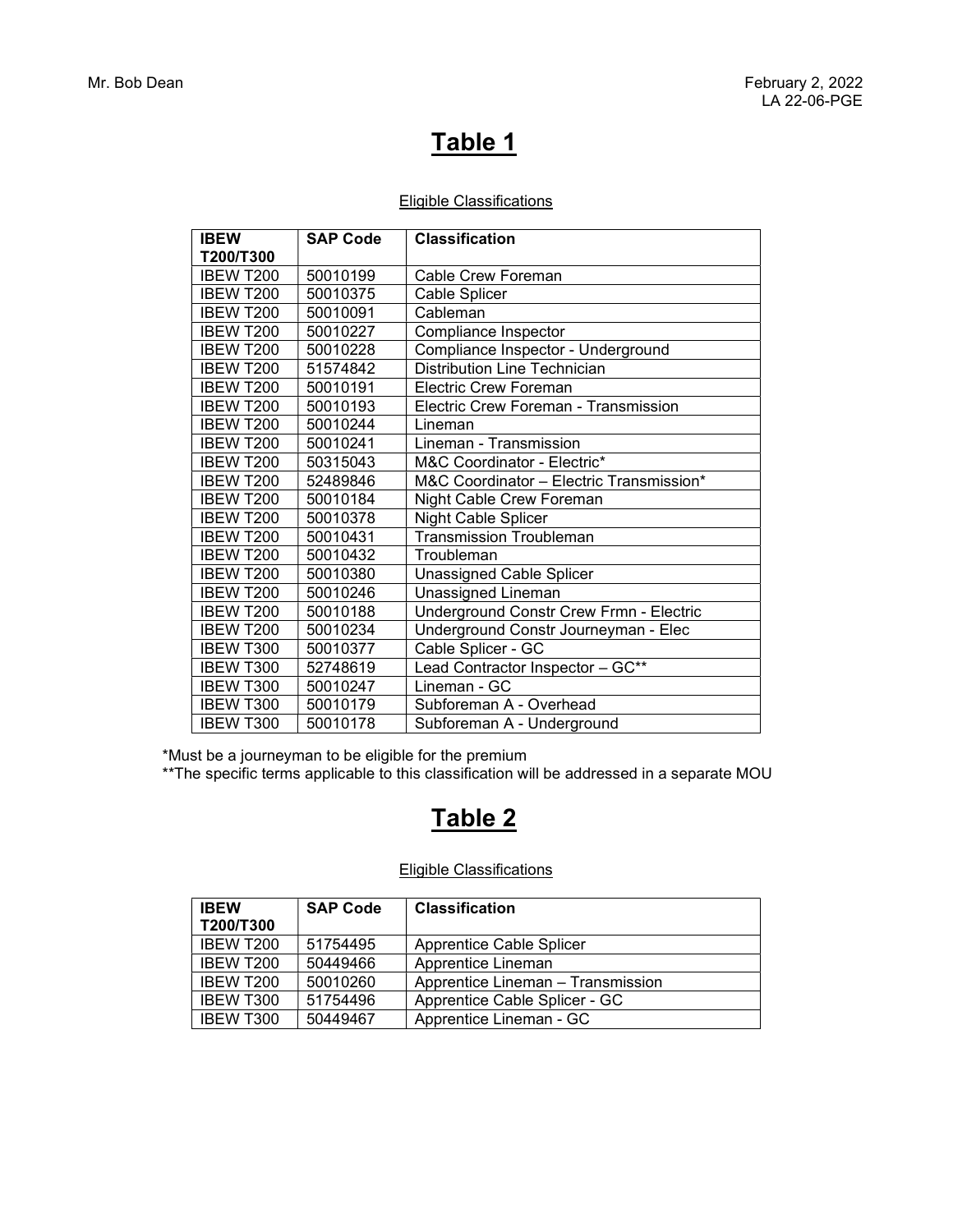# Table 1

Eligible Classifications

| IBEW T200/T300 | SAP Code | Classification |
|---|---|---|
| IBEW T200 | 50010199 | Cable Crew Foreman |
| IBEW T200 | 50010375 | Cable Splicer |
| IBEW T200 | 50010091 | Cableman |
| IBEW T200 | 50010227 | Compliance Inspector |
| IBEW T200 | 50010228 | Compliance Inspector - Underground |
| IBEW T200 | 51574842 | Distribution Line Technician |
| IBEW T200 | 50010191 | Electric Crew Foreman |
| IBEW T200 | 50010193 | Electric Crew Foreman - Transmission |
| IBEW T200 | 50010244 | Lineman |
| IBEW T200 | 50010241 | Lineman - Transmission |
| IBEW T200 | 50315043 | M&C Coordinator - Electric* |
| IBEW T200 | 52489846 | M&C Coordinator – Electric Transmission* |
| IBEW T200 | 50010184 | Night Cable Crew Foreman |
| IBEW T200 | 50010378 | Night Cable Splicer |
| IBEW T200 | 50010431 | Transmission Troubleman |
| IBEW T200 | 50010432 | Troubleman |
| IBEW T200 | 50010380 | Unassigned Cable Splicer |
| IBEW T200 | 50010246 | Unassigned Lineman |
| IBEW T200 | 50010188 | Underground Constr Crew Frmn - Electric |
| IBEW T200 | 50010234 | Underground Constr Journeyman - Elec |
| IBEW T300 | 50010377 | Cable Splicer - GC |
| IBEW T300 | 52748619 | Lead Contractor Inspector – GC** |
| IBEW T300 | 50010247 | Lineman - GC |
| IBEW T300 | 50010179 | Subforeman A - Overhead |
| IBEW T300 | 50010178 | Subforeman A - Underground |

*Must be a journeyman to be eligible for the premium
**The specific terms applicable to this classification will be addressed in a separate MOU

# Table 2

Eligible Classifications

| IBEW T200/T300 | SAP Code | Classification |
|---|---|---|
| IBEW T200 | 51754495 | Apprentice Cable Splicer |
| IBEW T200 | 50449466 | Apprentice Lineman |
| IBEW T200 | 50010260 | Apprentice Lineman – Transmission |
| IBEW T300 | 51754496 | Apprentice Cable Splicer - GC |
| IBEW T300 | 50449467 | Apprentice Lineman - GC |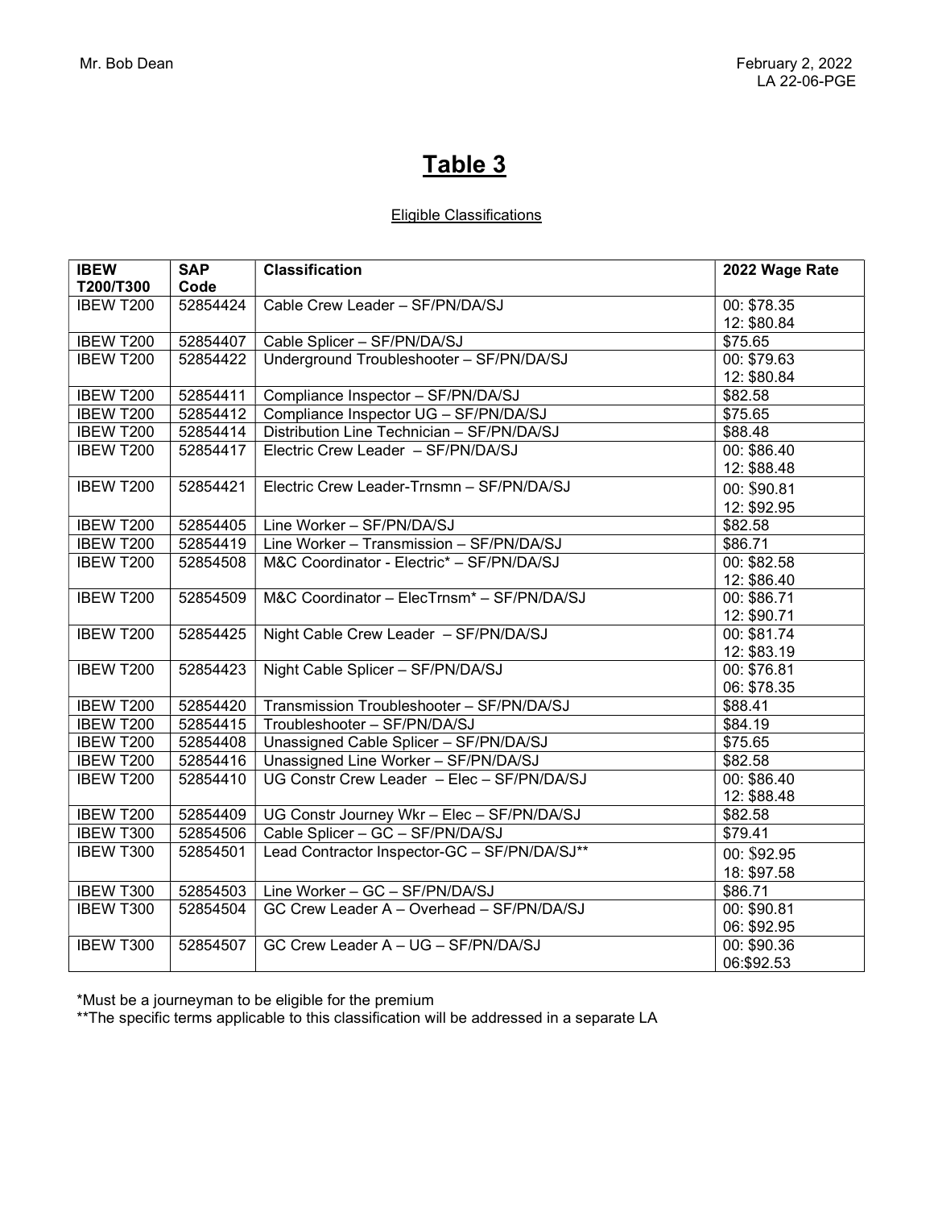# Table 3

Eligible Classifications

| IBEW T200/T300 | SAP Code | Classification | 2022 Wage Rate |
|---|---|---|---|
| IBEW T200 | 52854424 | Cable Crew Leader – SF/PN/DA/SJ | 00: $78.35<br>12: $80.84 |
| IBEW T200 | 52854407 | Cable Splicer – SF/PN/DA/SJ | $75.65 |
| IBEW T200 | 52854422 | Underground Troubleshooter – SF/PN/DA/SJ | 00: $79.63<br>12: $80.84 |
| IBEW T200 | 52854411 | Compliance Inspector – SF/PN/DA/SJ | $82.58 |
| IBEW T200 | 52854412 | Compliance Inspector UG – SF/PN/DA/SJ | $75.65 |
| IBEW T200 | 52854414 | Distribution Line Technician – SF/PN/DA/SJ | $88.48 |
| IBEW T200 | 52854417 | Electric Crew Leader – SF/PN/DA/SJ | 00: $86.40<br>12: $88.48 |
| IBEW T200 | 52854421 | Electric Crew Leader-Trnsmn – SF/PN/DA/SJ | 00: $90.81<br>12: $92.95 |
| IBEW T200 | 52854405 | Line Worker – SF/PN/DA/SJ | $82.58 |
| IBEW T200 | 52854419 | Line Worker – Transmission – SF/PN/DA/SJ | $86.71 |
| IBEW T200 | 52854508 | M&C Coordinator - Electric* – SF/PN/DA/SJ | 00: $82.58<br>12: $86.40 |
| IBEW T200 | 52854509 | M&C Coordinator – ElecTrnsm* – SF/PN/DA/SJ | 00: $86.71<br>12: $90.71 |
| IBEW T200 | 52854425 | Night Cable Crew Leader – SF/PN/DA/SJ | 00: $81.74<br>12: $83.19 |
| IBEW T200 | 52854423 | Night Cable Splicer – SF/PN/DA/SJ | 00: $76.81<br>06: $78.35 |
| IBEW T200 | 52854420 | Transmission Troubleshooter – SF/PN/DA/SJ | $88.41 |
| IBEW T200 | 52854415 | Troubleshooter – SF/PN/DA/SJ | $84.19 |
| IBEW T200 | 52854408 | Unassigned Cable Splicer – SF/PN/DA/SJ | $75.65 |
| IBEW T200 | 52854416 | Unassigned Line Worker – SF/PN/DA/SJ | $82.58 |
| IBEW T200 | 52854410 | UG Constr Crew Leader – Elec – SF/PN/DA/SJ | 00: $86.40<br>12: $88.48 |
| IBEW T200 | 52854409 | UG Constr Journey Wkr – Elec – SF/PN/DA/SJ | $82.58 |
| IBEW T300 | 52854506 | Cable Splicer – GC – SF/PN/DA/SJ | $79.41 |
| IBEW T300 | 52854501 | Lead Contractor Inspector-GC – SF/PN/DA/SJ** | 00: $92.95<br>18: $97.58 |
| IBEW T300 | 52854503 | Line Worker – GC – SF/PN/DA/SJ | $86.71 |
| IBEW T300 | 52854504 | GC Crew Leader A – Overhead – SF/PN/DA/SJ | 00: $90.81<br>06: $92.95 |
| IBEW T300 | 52854507 | GC Crew Leader A – UG – SF/PN/DA/SJ | 00: $90.36<br>06:$92.53 |

*Must be a journeyman to be eligible for the premium
**The specific terms applicable to this classification will be addressed in a separate LA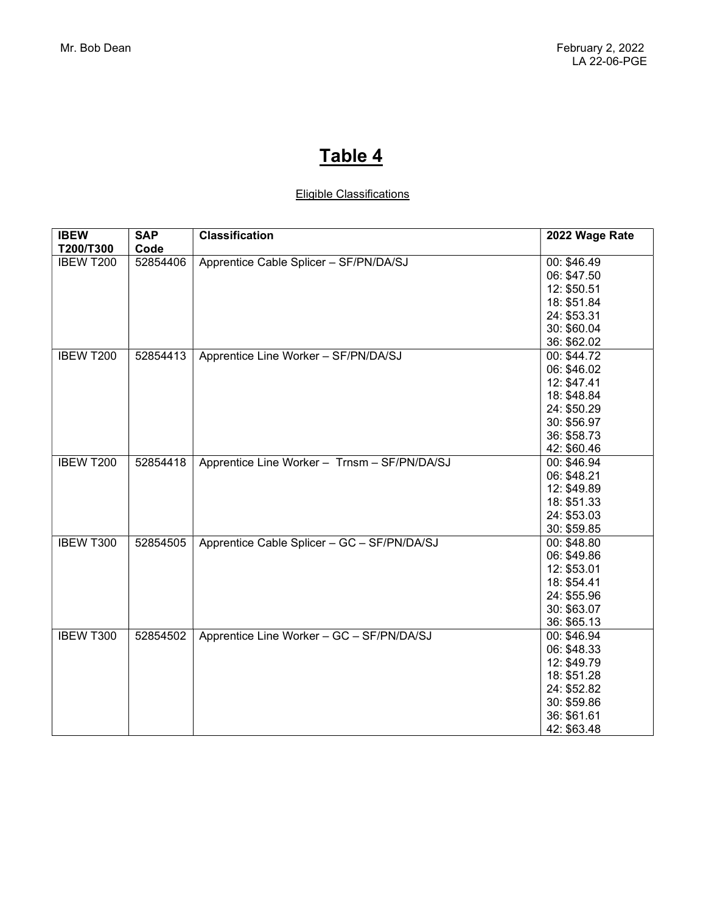# Table 4

Eligible Classifications

| IBEW T200/T300 | SAP Code | Classification | 2022 Wage Rate |
|---|---|---|---|
| IBEW T200 | 52854406 | Apprentice Cable Splicer – SF/PN/DA/SJ | 00: $46.49<br>06: $47.50<br>12: $50.51<br>18: $51.84<br>24: $53.31<br>30: $60.04<br>36: $62.02 |
| IBEW T200 | 52854413 | Apprentice Line Worker – SF/PN/DA/SJ | 00: $44.72<br>06: $46.02<br>12: $47.41<br>18: $48.84<br>24: $50.29<br>30: $56.97<br>36: $58.73<br>42: $60.46 |
| IBEW T200 | 52854418 | Apprentice Line Worker – Trnsm – SF/PN/DA/SJ | 00: $46.94<br>06: $48.21<br>12: $49.89<br>18: $51.33<br>24: $53.03<br>30: $59.85 |
| IBEW T300 | 52854505 | Apprentice Cable Splicer – GC – SF/PN/DA/SJ | 00: $48.80<br>06: $49.86<br>12: $53.01<br>18: $54.41<br>24: $55.96<br>30: $63.07<br>36: $65.13 |
| IBEW T300 | 52854502 | Apprentice Line Worker – GC – SF/PN/DA/SJ | 00: $46.94<br>06: $48.33<br>12: $49.79<br>18: $51.28<br>24: $52.82<br>30: $59.86<br>36: $61.61<br>42: $63.48 |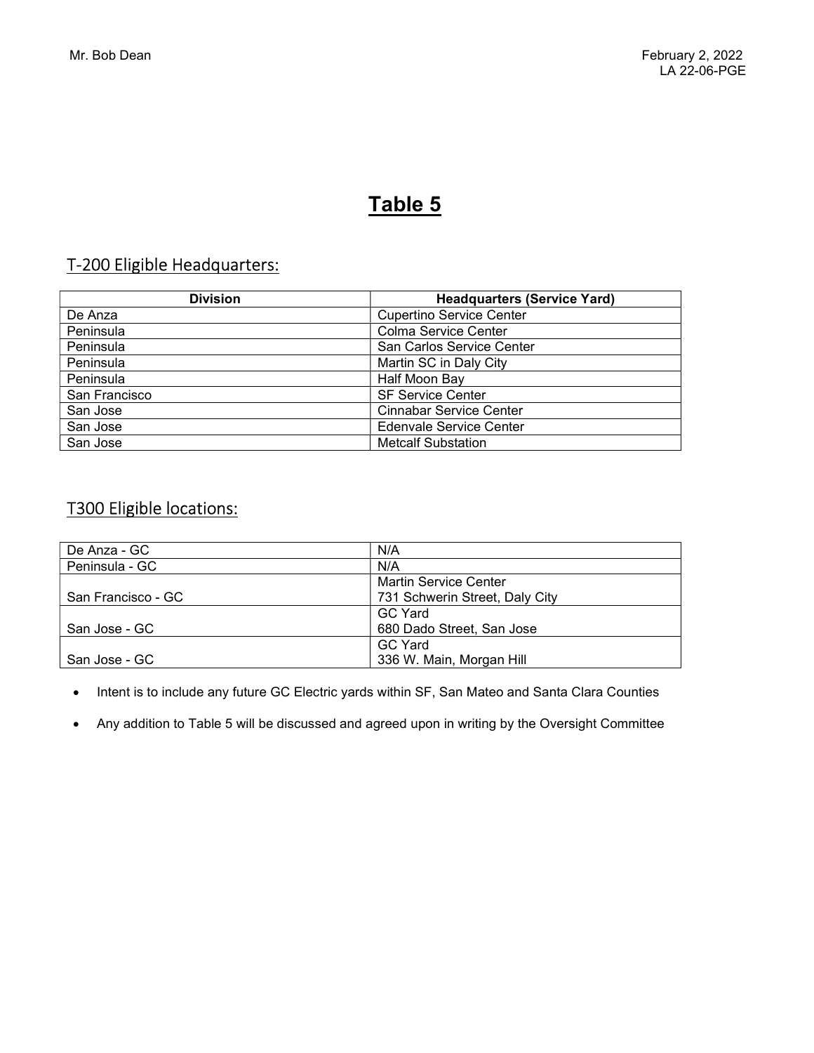# Table 5

## T-200 Eligible Headquarters:

| Division | Headquarters (Service Yard) |
|---|---|
| De Anza | Cupertino Service Center |
| Peninsula | Colma Service Center |
| Peninsula | San Carlos Service Center |
| Peninsula | Martin SC in Daly City |
| Peninsula | Half Moon Bay |
| San Francisco | SF Service Center |
| San Jose | Cinnabar Service Center |
| San Jose | Edenvale Service Center |
| San Jose | Metcalf Substation |

## T300 Eligible locations:

| | |
|---|---|
| De Anza - GC | N/A |
| Peninsula - GC | N/A |
| San Francisco - GC | Martin Service Center<br>731 Schwerin Street, Daly City |
| San Jose - GC | GC Yard<br>680 Dado Street, San Jose |
| San Jose - GC | GC Yard<br>336 W. Main, Morgan Hill |

- Intent is to include any future GC Electric yards within SF, San Mateo and Santa Clara Counties
- Any addition to Table 5 will be discussed and agreed upon in writing by the Oversight Committee